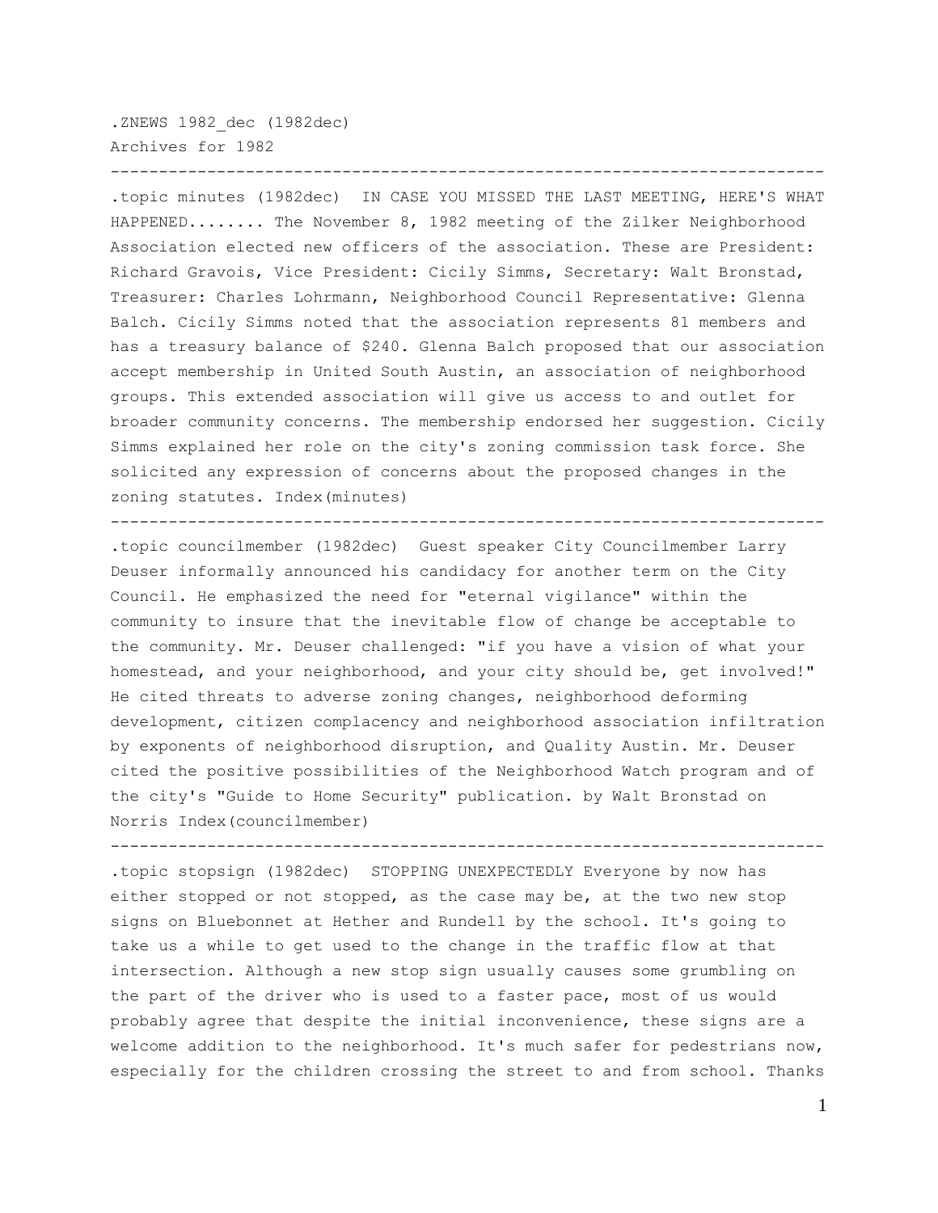.ZNEWS 1982_dec (1982dec)
Archives for 1982

---

.topic minutes (1982dec)  IN CASE YOU MISSED THE LAST MEETING, HERE'S WHAT HAPPENED........ The November 8, 1982 meeting of the Zilker Neighborhood Association elected new officers of the association. These are President: Richard Gravois, Vice President: Cicily Simms, Secretary: Walt Bronstad, Treasurer: Charles Lohrmann, Neighborhood Council Representative: Glenna Balch. Cicily Simms noted that the association represents 81 members and has a treasury balance of $240. Glenna Balch proposed that our association accept membership in United South Austin, an association of neighborhood groups. This extended association will give us access to and outlet for broader community concerns. The membership endorsed her suggestion. Cicily Simms explained her role on the city's zoning commission task force. She solicited any expression of concerns about the proposed changes in the zoning statutes. Index(minutes)

---

.topic councilmember (1982dec)  Guest speaker City Councilmember Larry Deuser informally announced his candidacy for another term on the City Council. He emphasized the need for "eternal vigilance" within the community to insure that the inevitable flow of change be acceptable to the community. Mr. Deuser challenged: "if you have a vision of what your homestead, and your neighborhood, and your city should be, get involved!" He cited threats to adverse zoning changes, neighborhood deforming development, citizen complacency and neighborhood association infiltration by exponents of neighborhood disruption, and Quality Austin. Mr. Deuser cited the positive possibilities of the Neighborhood Watch program and of the city's "Guide to Home Security" publication. by Walt Bronstad on Norris Index(councilmember)

---

.topic stopsign (1982dec)  STOPPING UNEXPECTEDLY Everyone by now has either stopped or not stopped, as the case may be, at the two new stop signs on Bluebonnet at Hether and Rundell by the school. It's going to take us a while to get used to the change in the traffic flow at that intersection. Although a new stop sign usually causes some grumbling on the part of the driver who is used to a faster pace, most of us would probably agree that despite the initial inconvenience, these signs are a welcome addition to the neighborhood. It's much safer for pedestrians now, especially for the children crossing the street to and from school. Thanks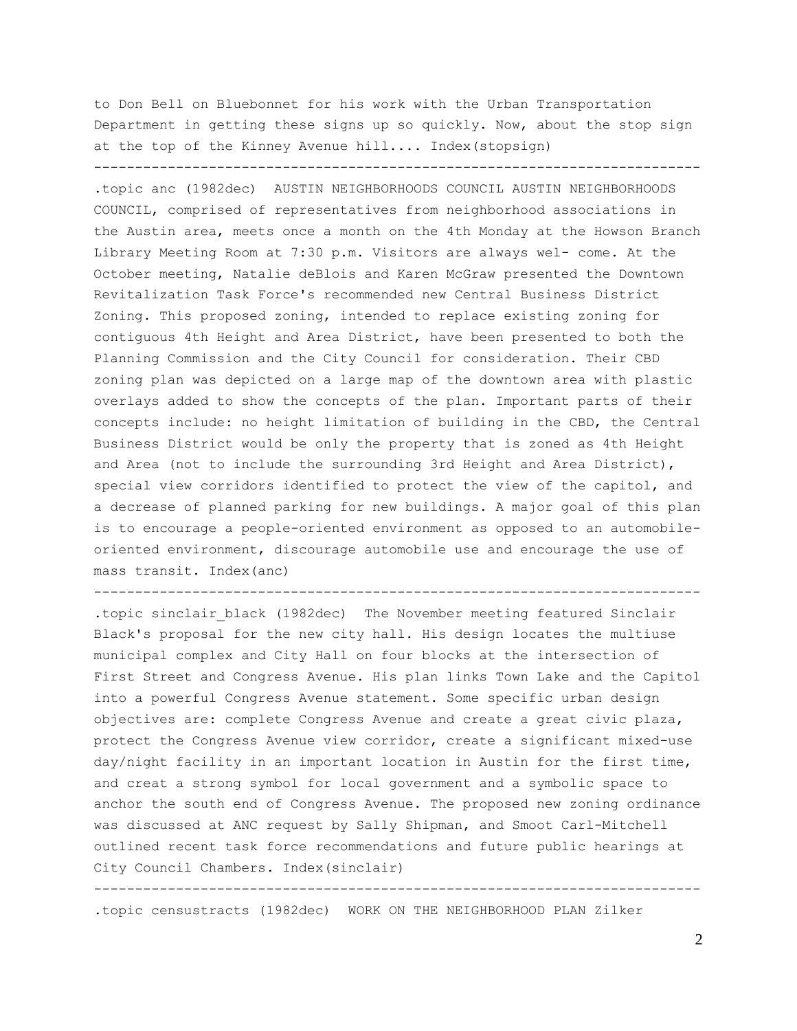to Don Bell on Bluebonnet for his work with the Urban Transportation Department in getting these signs up so quickly. Now, about the stop sign at the top of the Kinney Avenue hill.... Index(stopsign)

---

.topic anc (1982dec) AUSTIN NEIGHBORHOODS COUNCIL AUSTIN NEIGHBORHOODS COUNCIL, comprised of representatives from neighborhood associations in the Austin area, meets once a month on the 4th Monday at the Howson Branch Library Meeting Room at 7:30 p.m. Visitors are always wel- come. At the October meeting, Natalie deBlois and Karen McGraw presented the Downtown Revitalization Task Force's recommended new Central Business District Zoning. This proposed zoning, intended to replace existing zoning for contiguous 4th Height and Area District, have been presented to both the Planning Commission and the City Council for consideration. Their CBD zoning plan was depicted on a large map of the downtown area with plastic overlays added to show the concepts of the plan. Important parts of their concepts include: no height limitation of building in the CBD, the Central Business District would be only the property that is zoned as 4th Height and Area (not to include the surrounding 3rd Height and Area District), special view corridors identified to protect the view of the capitol, and a decrease of planned parking for new buildings. A major goal of this plan is to encourage a people-oriented environment as opposed to an automobile-oriented environment, discourage automobile use and encourage the use of mass transit. Index(anc)

---

.topic sinclair_black (1982dec) The November meeting featured Sinclair Black's proposal for the new city hall. His design locates the multiuse municipal complex and City Hall on four blocks at the intersection of First Street and Congress Avenue. His plan links Town Lake and the Capitol into a powerful Congress Avenue statement. Some specific urban design objectives are: complete Congress Avenue and create a great civic plaza, protect the Congress Avenue view corridor, create a significant mixed-use day/night facility in an important location in Austin for the first time, and creat a strong symbol for local government and a symbolic space to anchor the south end of Congress Avenue. The proposed new zoning ordinance was discussed at ANC request by Sally Shipman, and Smoot Carl-Mitchell outlined recent task force recommendations and future public hearings at City Council Chambers. Index(sinclair)

---

.topic censustracts (1982dec) WORK ON THE NEIGHBORHOOD PLAN Zilker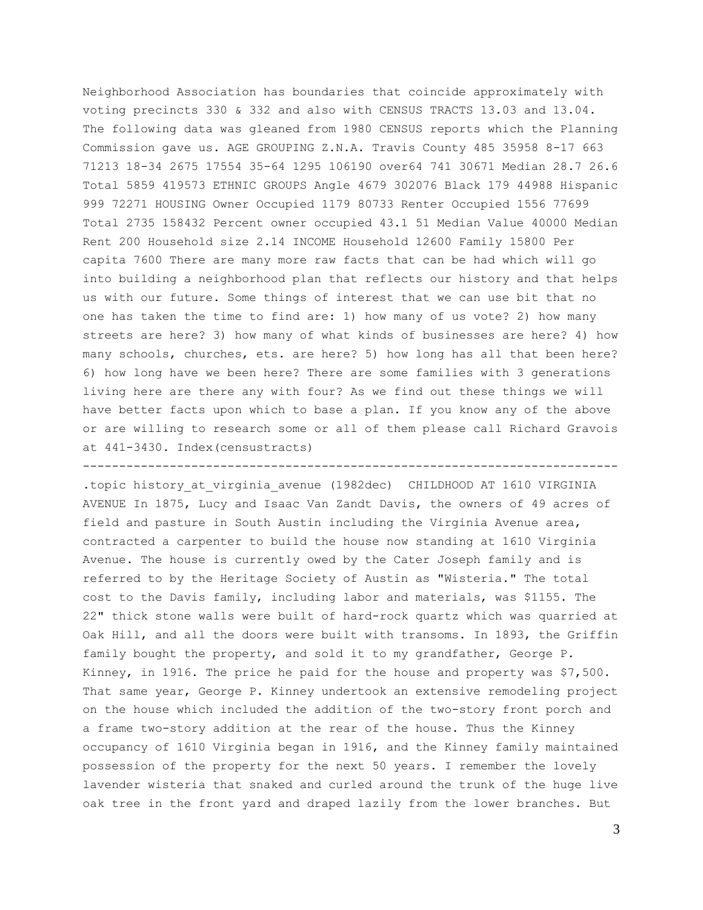Neighborhood Association has boundaries that coincide approximately with voting precincts 330 & 332 and also with CENSUS TRACTS 13.03 and 13.04. The following data was gleaned from 1980 CENSUS reports which the Planning Commission gave us. AGE GROUPING Z.N.A. Travis County 485 35958 8-17 663 71213 18-34 2675 17554 35-64 1295 106190 over64 741 30671 Median 28.7 26.6 Total 5859 419573 ETHNIC GROUPS Angle 4679 302076 Black 179 44988 Hispanic 999 72271 HOUSING Owner Occupied 1179 80733 Renter Occupied 1556 77699 Total 2735 158432 Percent owner occupied 43.1 51 Median Value 40000 Median Rent 200 Household size 2.14 INCOME Household 12600 Family 15800 Per capita 7600 There are many more raw facts that can be had which will go into building a neighborhood plan that reflects our history and that helps us with our future. Some things of interest that we can use bit that no one has taken the time to find are: 1) how many of us vote? 2) how many streets are here? 3) how many of what kinds of businesses are here? 4) how many schools, churches, ets. are here? 5) how long has all that been here? 6) how long have we been here? There are some families with 3 generations living here are there any with four? As we find out these things we will have better facts upon which to base a plan. If you know any of the above or are willing to research some or all of them please call Richard Gravois at 441-3430. Index(censustracts)

---

.topic history_at_virginia_avenue (1982dec) CHILDHOOD AT 1610 VIRGINIA AVENUE In 1875, Lucy and Isaac Van Zandt Davis, the owners of 49 acres of field and pasture in South Austin including the Virginia Avenue area, contracted a carpenter to build the house now standing at 1610 Virginia Avenue. The house is currently owed by the Cater Joseph family and is referred to by the Heritage Society of Austin as "Wisteria." The total cost to the Davis family, including labor and materials, was $1155. The 22" thick stone walls were built of hard-rock quartz which was quarried at Oak Hill, and all the doors were built with transoms. In 1893, the Griffin family bought the property, and sold it to my grandfather, George P. Kinney, in 1916. The price he paid for the house and property was $7,500. That same year, George P. Kinney undertook an extensive remodeling project on the house which included the addition of the two-story front porch and a frame two-story addition at the rear of the house. Thus the Kinney occupancy of 1610 Virginia began in 1916, and the Kinney family maintained possession of the property for the next 50 years. I remember the lovely lavender wisteria that snaked and curled around the trunk of the huge live oak tree in the front yard and draped lazily from the lower branches. But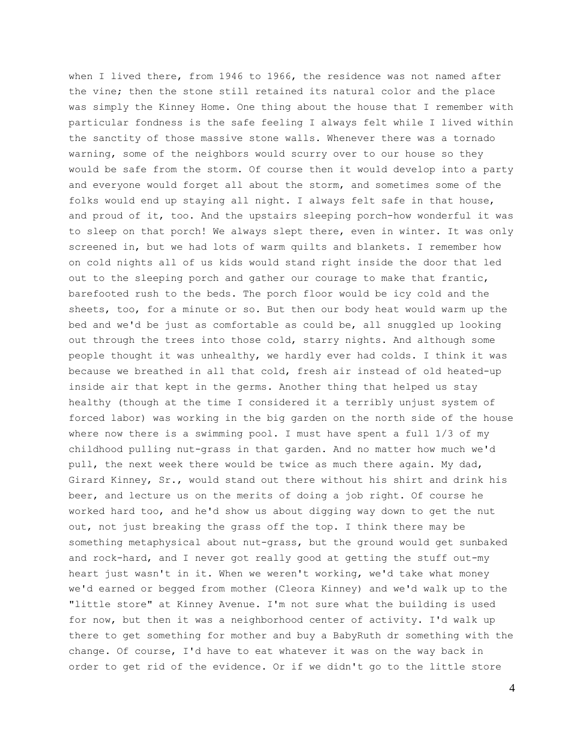when I lived there, from 1946 to 1966, the residence was not named after the vine; then the stone still retained its natural color and the place was simply the Kinney Home. One thing about the house that I remember with particular fondness is the safe feeling I always felt while I lived within the sanctity of those massive stone walls. Whenever there was a tornado warning, some of the neighbors would scurry over to our house so they would be safe from the storm. Of course then it would develop into a party and everyone would forget all about the storm, and sometimes some of the folks would end up staying all night. I always felt safe in that house, and proud of it, too. And the upstairs sleeping porch-how wonderful it was to sleep on that porch! We always slept there, even in winter. It was only screened in, but we had lots of warm quilts and blankets. I remember how on cold nights all of us kids would stand right inside the door that led out to the sleeping porch and gather our courage to make that frantic, barefooted rush to the beds. The porch floor would be icy cold and the sheets, too, for a minute or so. But then our body heat would warm up the bed and we'd be just as comfortable as could be, all snuggled up looking out through the trees into those cold, starry nights. And although some people thought it was unhealthy, we hardly ever had colds. I think it was because we breathed in all that cold, fresh air instead of old heated-up inside air that kept in the germs. Another thing that helped us stay healthy (though at the time I considered it a terribly unjust system of forced labor) was working in the big garden on the north side of the house where now there is a swimming pool. I must have spent a full 1/3 of my childhood pulling nut-grass in that garden. And no matter how much we'd pull, the next week there would be twice as much there again. My dad, Girard Kinney, Sr., would stand out there without his shirt and drink his beer, and lecture us on the merits of doing a job right. Of course he worked hard too, and he'd show us about digging way down to get the nut out, not just breaking the grass off the top. I think there may be something metaphysical about nut-grass, but the ground would get sunbaked and rock-hard, and I never got really good at getting the stuff out-my heart just wasn't in it. When we weren't working, we'd take what money we'd earned or begged from mother (Cleora Kinney) and we'd walk up to the "little store" at Kinney Avenue. I'm not sure what the building is used for now, but then it was a neighborhood center of activity. I'd walk up there to get something for mother and buy a BabyRuth dr something with the change. Of course, I'd have to eat whatever it was on the way back in order to get rid of the evidence. Or if we didn't go to the little store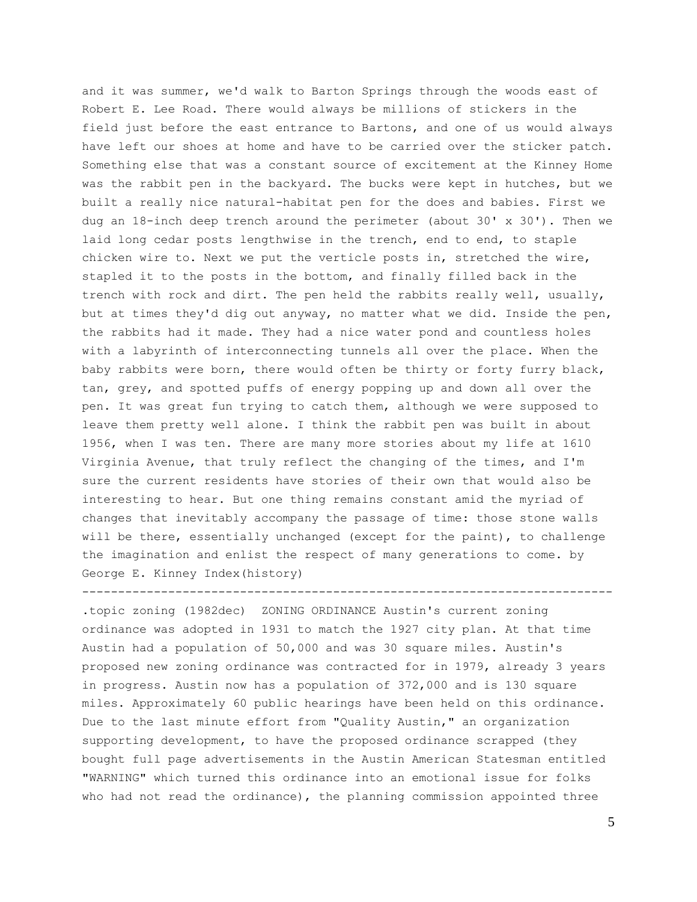and it was summer, we'd walk to Barton Springs through the woods east of Robert E. Lee Road. There would always be millions of stickers in the field just before the east entrance to Bartons, and one of us would always have left our shoes at home and have to be carried over the sticker patch. Something else that was a constant source of excitement at the Kinney Home was the rabbit pen in the backyard. The bucks were kept in hutches, but we built a really nice natural-habitat pen for the does and babies. First we dug an 18-inch deep trench around the perimeter (about 30' x 30'). Then we laid long cedar posts lengthwise in the trench, end to end, to staple chicken wire to. Next we put the verticle posts in, stretched the wire, stapled it to the posts in the bottom, and finally filled back in the trench with rock and dirt. The pen held the rabbits really well, usually, but at times they'd dig out anyway, no matter what we did. Inside the pen, the rabbits had it made. They had a nice water pond and countless holes with a labyrinth of interconnecting tunnels all over the place. When the baby rabbits were born, there would often be thirty or forty furry black, tan, grey, and spotted puffs of energy popping up and down all over the pen. It was great fun trying to catch them, although we were supposed to leave them pretty well alone. I think the rabbit pen was built in about 1956, when I was ten. There are many more stories about my life at 1610 Virginia Avenue, that truly reflect the changing of the times, and I'm sure the current residents have stories of their own that would also be interesting to hear. But one thing remains constant amid the myriad of changes that inevitably accompany the passage of time: those stone walls will be there, essentially unchanged (except for the paint), to challenge the imagination and enlist the respect of many generations to come. by George E. Kinney Index(history)

---

.topic zoning (1982dec) ZONING ORDINANCE Austin's current zoning ordinance was adopted in 1931 to match the 1927 city plan. At that time Austin had a population of 50,000 and was 30 square miles. Austin's proposed new zoning ordinance was contracted for in 1979, already 3 years in progress. Austin now has a population of 372,000 and is 130 square miles. Approximately 60 public hearings have been held on this ordinance. Due to the last minute effort from "Quality Austin," an organization supporting development, to have the proposed ordinance scrapped (they bought full page advertisements in the Austin American Statesman entitled "WARNING" which turned this ordinance into an emotional issue for folks who had not read the ordinance), the planning commission appointed three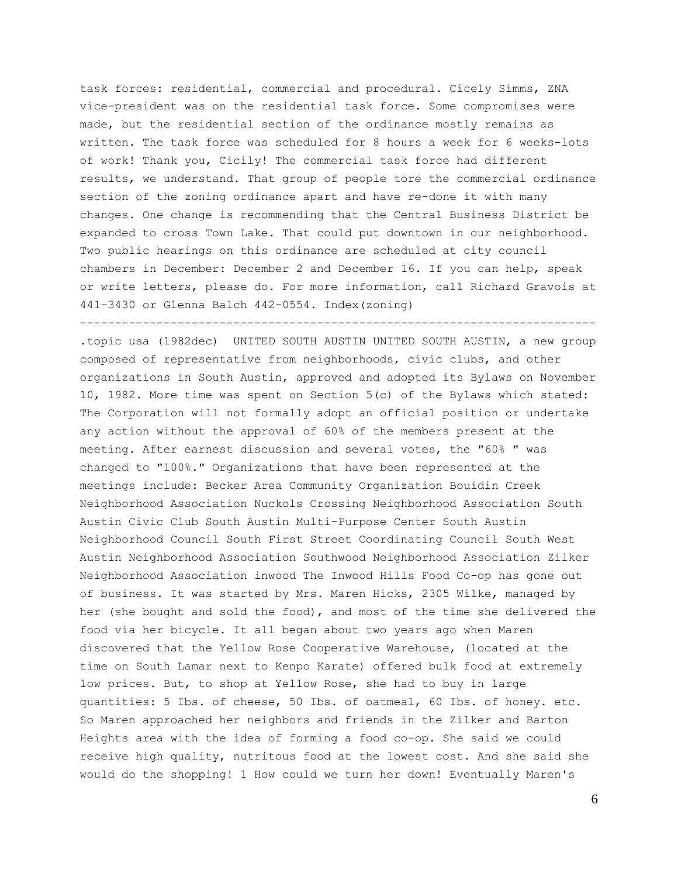task forces: residential, commercial and procedural. Cicely Simms, ZNA vice-president was on the residential task force. Some compromises were made, but the residential section of the ordinance mostly remains as written. The task force was scheduled for 8 hours a week for 6 weeks-lots of work! Thank you, Cicily! The commercial task force had different results, we understand. That group of people tore the commercial ordinance section of the zoning ordinance apart and have re-done it with many changes. One change is recommending that the Central Business District be expanded to cross Town Lake. That could put downtown in our neighborhood. Two public hearings on this ordinance are scheduled at city council chambers in December: December 2 and December 16. If you can help, speak or write letters, please do. For more information, call Richard Gravois at 441-3430 or Glenna Balch 442-0554. Index(zoning)

---

.topic usa (1982dec) UNITED SOUTH AUSTIN UNITED SOUTH AUSTIN, a new group composed of representative from neighborhoods, civic clubs, and other organizations in South Austin, approved and adopted its Bylaws on November 10, 1982. More time was spent on Section 5(c) of the Bylaws which stated: The Corporation will not formally adopt an official position or undertake any action without the approval of 60% of the members present at the meeting. After earnest discussion and several votes, the "60% " was changed to "100%." Organizations that have been represented at the meetings include: Becker Area Community Organization Bouidin Creek Neighborhood Association Nuckols Crossing Neighborhood Association South Austin Civic Club South Austin Multi-Purpose Center South Austin Neighborhood Council South First Street Coordinating Council South West Austin Neighborhood Association Southwood Neighborhood Association Zilker Neighborhood Association inwood The Inwood Hills Food Co-op has gone out of business. It was started by Mrs. Maren Hicks, 2305 Wilke, managed by her (she bought and sold the food), and most of the time she delivered the food via her bicycle. It all began about two years ago when Maren discovered that the Yellow Rose Cooperative Warehouse, (located at the time on South Lamar next to Kenpo Karate) offered bulk food at extremely low prices. But, to shop at Yellow Rose, she had to buy in large quantities: 5 Ibs. of cheese, 50 Ibs. of oatmeal, 60 Ibs. of honey. etc. So Maren approached her neighbors and friends in the Zilker and Barton Heights area with the idea of forming a food co-op. She said we could receive high quality, nutritous food at the lowest cost. And she said she would do the shopping! 1 How could we turn her down! Eventually Maren's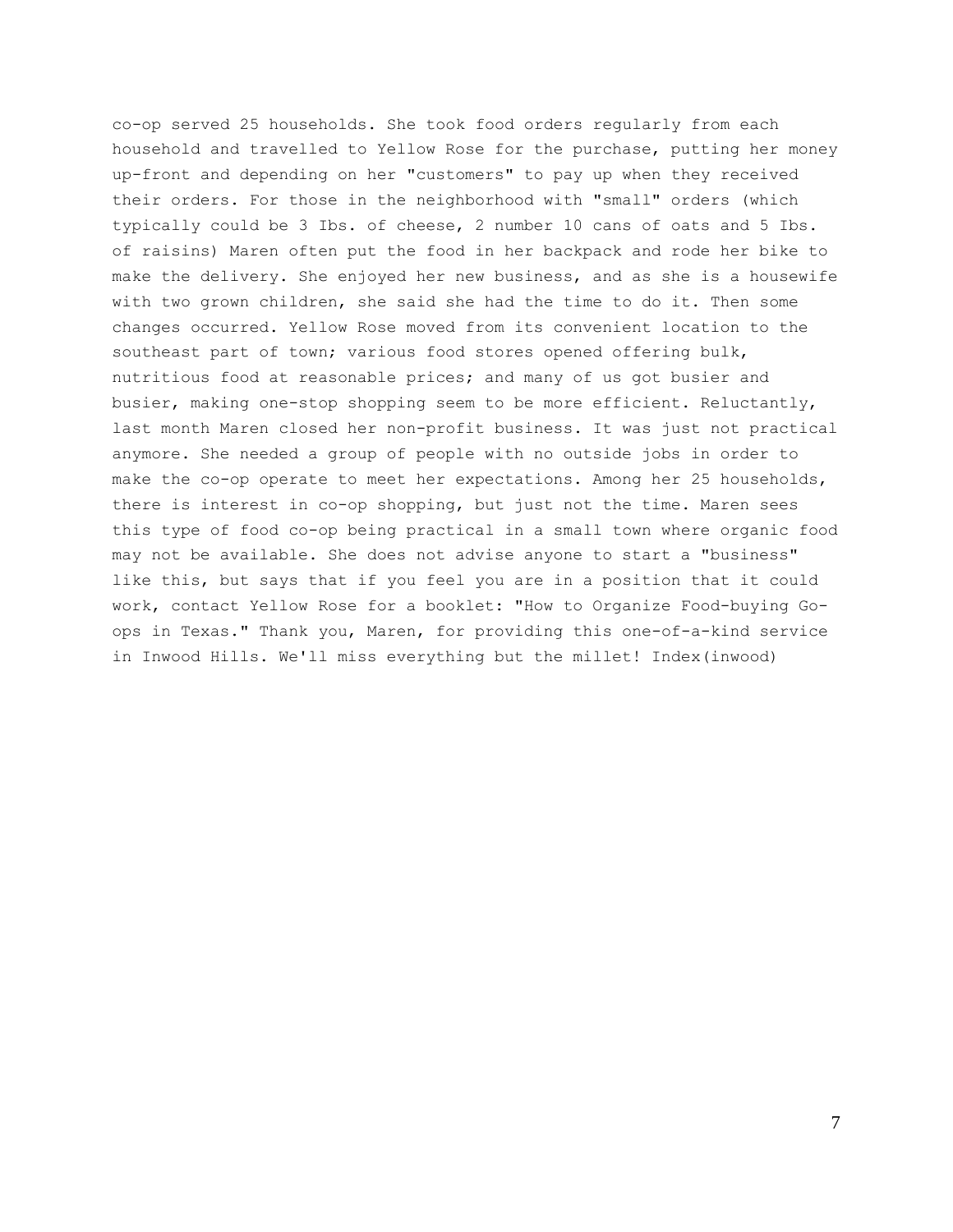co-op served 25 households. She took food orders regularly from each household and travelled to Yellow Rose for the purchase, putting her money up-front and depending on her "customers" to pay up when they received their orders. For those in the neighborhood with "small" orders (which typically could be 3 Ibs. of cheese, 2 number 10 cans of oats and 5 Ibs. of raisins) Maren often put the food in her backpack and rode her bike to make the delivery. She enjoyed her new business, and as she is a housewife with two grown children, she said she had the time to do it. Then some changes occurred. Yellow Rose moved from its convenient location to the southeast part of town; various food stores opened offering bulk, nutritious food at reasonable prices; and many of us got busier and busier, making one-stop shopping seem to be more efficient. Reluctantly, last month Maren closed her non-profit business. It was just not practical anymore. She needed a group of people with no outside jobs in order to make the co-op operate to meet her expectations. Among her 25 households, there is interest in co-op shopping, but just not the time. Maren sees this type of food co-op being practical in a small town where organic food may not be available. She does not advise anyone to start a "business" like this, but says that if you feel you are in a position that it could work, contact Yellow Rose for a booklet: "How to Organize Food-buying Go-ops in Texas." Thank you, Maren, for providing this one-of-a-kind service in Inwood Hills. We'll miss everything but the millet! Index(inwood)